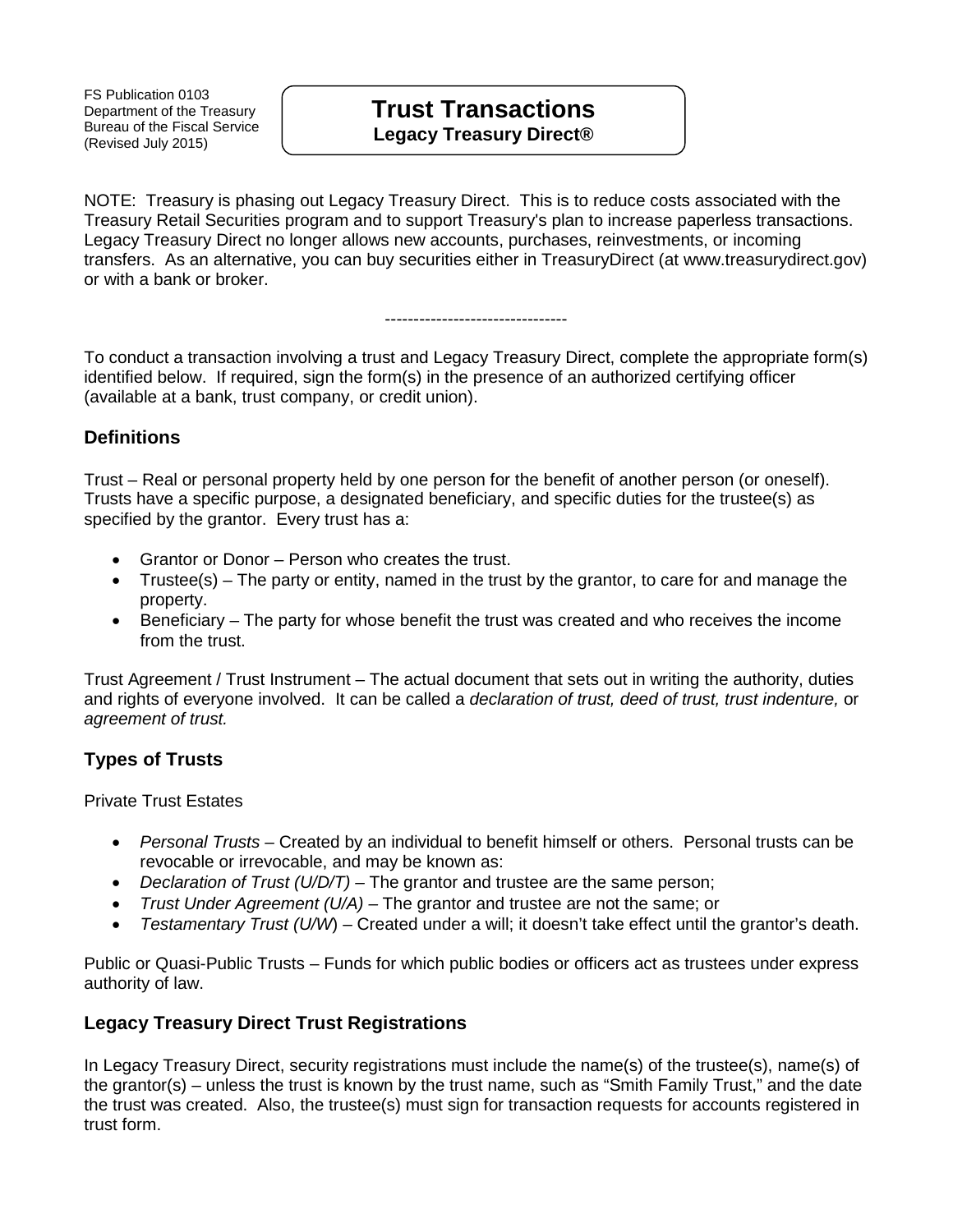FS Publication 0103
Department of the Treasury
Bureau of the Fiscal Service
(Revised July 2015)

# Trust Transactions

**Legacy Treasury Direct®**

NOTE: Treasury is phasing out Legacy Treasury Direct. This is to reduce costs associated with the Treasury Retail Securities program and to support Treasury's plan to increase paperless transactions. Legacy Treasury Direct no longer allows new accounts, purchases, reinvestments, or incoming transfers. As an alternative, you can buy securities either in TreasuryDirect (at www.treasurydirect.gov) or with a bank or broker.

--------------------------------

To conduct a transaction involving a trust and Legacy Treasury Direct, complete the appropriate form(s) identified below. If required, sign the form(s) in the presence of an authorized certifying officer (available at a bank, trust company, or credit union).

## Definitions

Trust – Real or personal property held by one person for the benefit of another person (or oneself). Trusts have a specific purpose, a designated beneficiary, and specific duties for the trustee(s) as specified by the grantor. Every trust has a:

- Grantor or Donor – Person who creates the trust.
- Trustee(s) – The party or entity, named in the trust by the grantor, to care for and manage the property.
- Beneficiary – The party for whose benefit the trust was created and who receives the income from the trust.

Trust Agreement / Trust Instrument – The actual document that sets out in writing the authority, duties and rights of everyone involved. It can be called a *declaration of trust, deed of trust, trust indenture,* or *agreement of trust.*

## Types of Trusts

Private Trust Estates

- *Personal Trusts* – Created by an individual to benefit himself or others. Personal trusts can be revocable or irrevocable, and may be known as:
- *Declaration of Trust (U/D/T)* – The grantor and trustee are the same person;
- *Trust Under Agreement (U/A)* – The grantor and trustee are not the same; or
- *Testamentary Trust (U/W*) – Created under a will; it doesn't take effect until the grantor's death.

Public or Quasi-Public Trusts – Funds for which public bodies or officers act as trustees under express authority of law.

## Legacy Treasury Direct Trust Registrations

In Legacy Treasury Direct, security registrations must include the name(s) of the trustee(s), name(s) of the grantor(s) – unless the trust is known by the trust name, such as "Smith Family Trust," and the date the trust was created. Also, the trustee(s) must sign for transaction requests for accounts registered in trust form.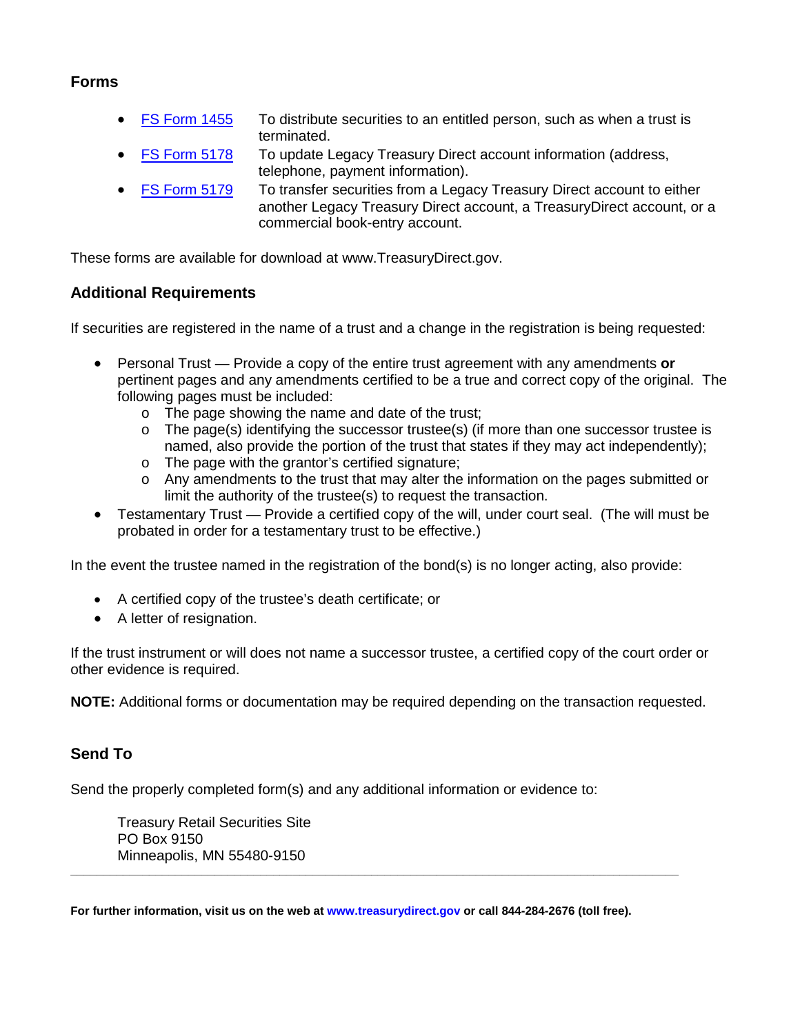## Forms

- FS Form 1455 — To distribute securities to an entitled person, such as when a trust is terminated.
- FS Form 5178 — To update Legacy Treasury Direct account information (address, telephone, payment information).
- FS Form 5179 — To transfer securities from a Legacy Treasury Direct account to either another Legacy Treasury Direct account, a TreasuryDirect account, or a commercial book-entry account.

These forms are available for download at www.TreasuryDirect.gov.

## Additional Requirements

If securities are registered in the name of a trust and a change in the registration is being requested:

- Personal Trust — Provide a copy of the entire trust agreement with any amendments **or** pertinent pages and any amendments certified to be a true and correct copy of the original. The following pages must be included:
  - The page showing the name and date of the trust;
  - The page(s) identifying the successor trustee(s) (if more than one successor trustee is named, also provide the portion of the trust that states if they may act independently);
  - The page with the grantor's certified signature;
  - Any amendments to the trust that may alter the information on the pages submitted or limit the authority of the trustee(s) to request the transaction.
- Testamentary Trust — Provide a certified copy of the will, under court seal. (The will must be probated in order for a testamentary trust to be effective.)

In the event the trustee named in the registration of the bond(s) is no longer acting, also provide:

- A certified copy of the trustee's death certificate; or
- A letter of resignation.

If the trust instrument or will does not name a successor trustee, a certified copy of the court order or other evidence is required.

**NOTE:** Additional forms or documentation may be required depending on the transaction requested.

## Send To

Send the properly completed form(s) and any additional information or evidence to:

Treasury Retail Securities Site
PO Box 9150
Minneapolis, MN 55480-9150

---

**For further information, visit us on the web at www.treasurydirect.gov or call 844-284-2676 (toll free).**